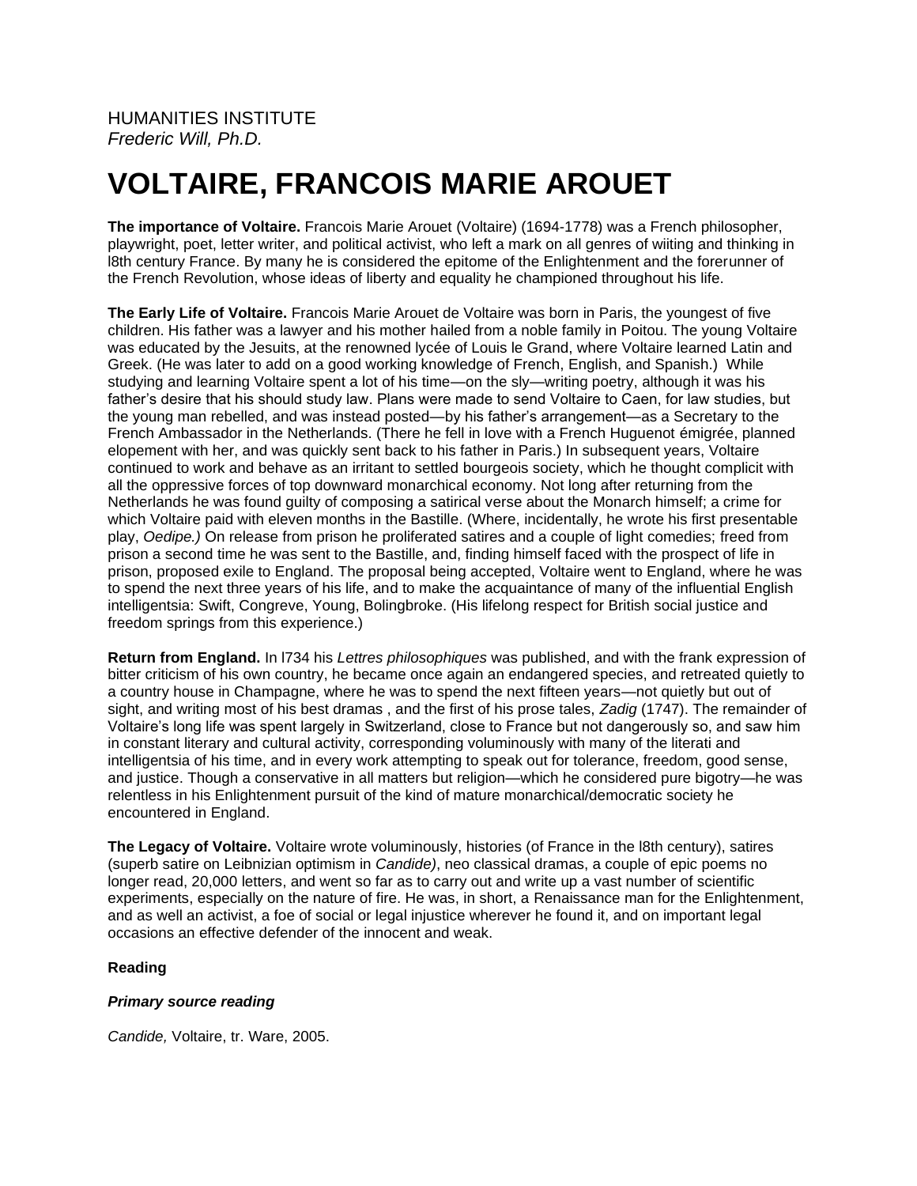HUMANITIES INSTITUTE
*Frederic Will, Ph.D.*

# VOLTAIRE, FRANCOIS MARIE AROUET

**The importance of Voltaire.** Francois Marie Arouet (Voltaire) (1694-1778) was a French philosopher, playwright, poet, letter writer, and political activist, who left a mark on all genres of wiiting and thinking in l8th century France. By many he is considered the epitome of the Enlightenment and the forerunner of the French Revolution, whose ideas of liberty and equality he championed throughout his life.

**The Early Life of Voltaire.** Francois Marie Arouet de Voltaire was born in Paris, the youngest of five children. His father was a lawyer and his mother hailed from a noble family in Poitou. The young Voltaire was educated by the Jesuits, at the renowned lycée of Louis le Grand, where Voltaire learned Latin and Greek. (He was later to add on a good working knowledge of French, English, and Spanish.) While studying and learning Voltaire spent a lot of his time—on the sly—writing poetry, although it was his father's desire that his should study law. Plans were made to send Voltaire to Caen, for law studies, but the young man rebelled, and was instead posted—by his father's arrangement—as a Secretary to the French Ambassador in the Netherlands. (There he fell in love with a French Huguenot émigrée, planned elopement with her, and was quickly sent back to his father in Paris.) In subsequent years, Voltaire continued to work and behave as an irritant to settled bourgeois society, which he thought complicit with all the oppressive forces of top downward monarchical economy. Not long after returning from the Netherlands he was found guilty of composing a satirical verse about the Monarch himself; a crime for which Voltaire paid with eleven months in the Bastille. (Where, incidentally, he wrote his first presentable play, *Oedipe.)* On release from prison he proliferated satires and a couple of light comedies; freed from prison a second time he was sent to the Bastille, and, finding himself faced with the prospect of life in prison, proposed exile to England. The proposal being accepted, Voltaire went to England, where he was to spend the next three years of his life, and to make the acquaintance of many of the influential English intelligentsia: Swift, Congreve, Young, Bolingbroke. (His lifelong respect for British social justice and freedom springs from this experience.)

**Return from England.** In l734 his *Lettres philosophiques* was published, and with the frank expression of bitter criticism of his own country, he became once again an endangered species, and retreated quietly to a country house in Champagne, where he was to spend the next fifteen years—not quietly but out of sight, and writing most of his best dramas , and the first of his prose tales, *Zadig* (1747). The remainder of Voltaire's long life was spent largely in Switzerland, close to France but not dangerously so, and saw him in constant literary and cultural activity, corresponding voluminously with many of the literati and intelligentsia of his time, and in every work attempting to speak out for tolerance, freedom, good sense, and justice. Though a conservative in all matters but religion—which he considered pure bigotry—he was relentless in his Enlightenment pursuit of the kind of mature monarchical/democratic society he encountered in England.

**The Legacy of Voltaire.** Voltaire wrote voluminously, histories (of France in the l8th century), satires (superb satire on Leibnizian optimism in *Candide)*, neo classical dramas, a couple of epic poems no longer read, 20,000 letters, and went so far as to carry out and write up a vast number of scientific experiments, especially on the nature of fire. He was, in short, a Renaissance man for the Enlightenment, and as well an activist, a foe of social or legal injustice wherever he found it, and on important legal occasions an effective defender of the innocent and weak.

**Reading**

***Primary source reading***

*Candide,* Voltaire, tr. Ware, 2005.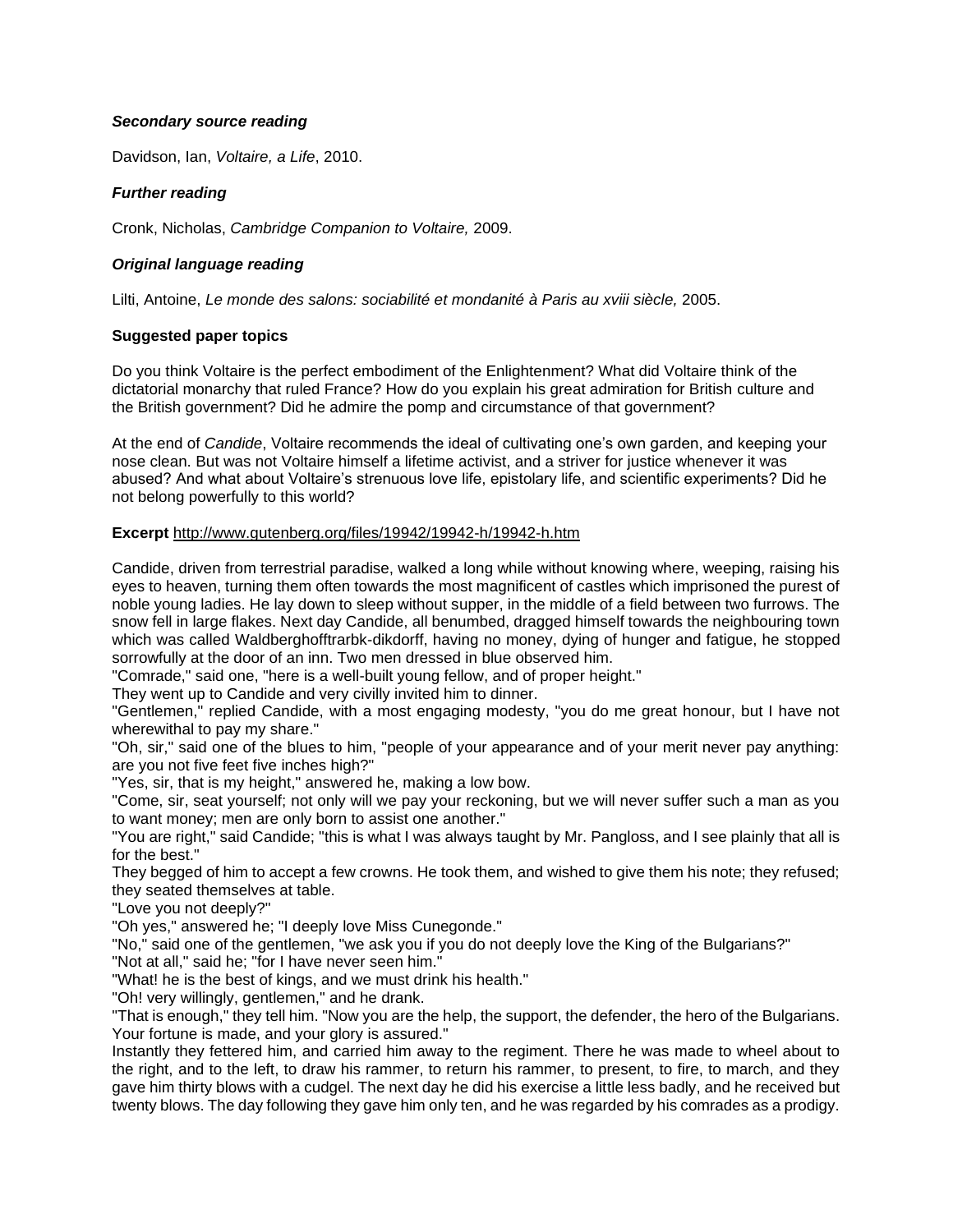### *Secondary source reading*

Davidson, Ian, *Voltaire, a Life*, 2010.

### *Further reading*

Cronk, Nicholas, *Cambridge Companion to Voltaire,* 2009.

### *Original language reading*

Lilti, Antoine, *Le monde des salons: sociabilité et mondanité à Paris au xviii siècle,* 2005.

### Suggested paper topics

Do you think Voltaire is the perfect embodiment of the Enlightenment? What did Voltaire think of the dictatorial monarchy that ruled France? How do you explain his great admiration for British culture and the British government? Did he admire the pomp and circumstance of that government?

At the end of *Candide*, Voltaire recommends the ideal of cultivating one's own garden, and keeping your nose clean. But was not Voltaire himself a lifetime activist, and a striver for justice whenever it was abused? And what about Voltaire's strenuous love life, epistolary life, and scientific experiments? Did he not belong powerfully to this world?

**Excerpt** http://www.gutenberg.org/files/19942/19942-h/19942-h.htm

Candide, driven from terrestrial paradise, walked a long while without knowing where, weeping, raising his eyes to heaven, turning them often towards the most magnificent of castles which imprisoned the purest of noble young ladies. He lay down to sleep without supper, in the middle of a field between two furrows. The snow fell in large flakes. Next day Candide, all benumbed, dragged himself towards the neighbouring town which was called Waldberghofftrarbk-dikdorff, having no money, dying of hunger and fatigue, he stopped sorrowfully at the door of an inn. Two men dressed in blue observed him.

"Comrade," said one, "here is a well-built young fellow, and of proper height."

They went up to Candide and very civilly invited him to dinner.

"Gentlemen," replied Candide, with a most engaging modesty, "you do me great honour, but I have not wherewithal to pay my share."

"Oh, sir," said one of the blues to him, "people of your appearance and of your merit never pay anything: are you not five feet five inches high?"

"Yes, sir, that is my height," answered he, making a low bow.

"Come, sir, seat yourself; not only will we pay your reckoning, but we will never suffer such a man as you to want money; men are only born to assist one another."

"You are right," said Candide; "this is what I was always taught by Mr. Pangloss, and I see plainly that all is for the best."

They begged of him to accept a few crowns. He took them, and wished to give them his note; they refused; they seated themselves at table.

"Love you not deeply?"

"Oh yes," answered he; "I deeply love Miss Cunegonde."

"No," said one of the gentlemen, "we ask you if you do not deeply love the King of the Bulgarians?"

"Not at all," said he; "for I have never seen him."

"What! he is the best of kings, and we must drink his health."

"Oh! very willingly, gentlemen," and he drank.

"That is enough," they tell him. "Now you are the help, the support, the defender, the hero of the Bulgarians. Your fortune is made, and your glory is assured."

Instantly they fettered him, and carried him away to the regiment. There he was made to wheel about to the right, and to the left, to draw his rammer, to return his rammer, to present, to fire, to march, and they gave him thirty blows with a cudgel. The next day he did his exercise a little less badly, and he received but twenty blows. The day following they gave him only ten, and he was regarded by his comrades as a prodigy.